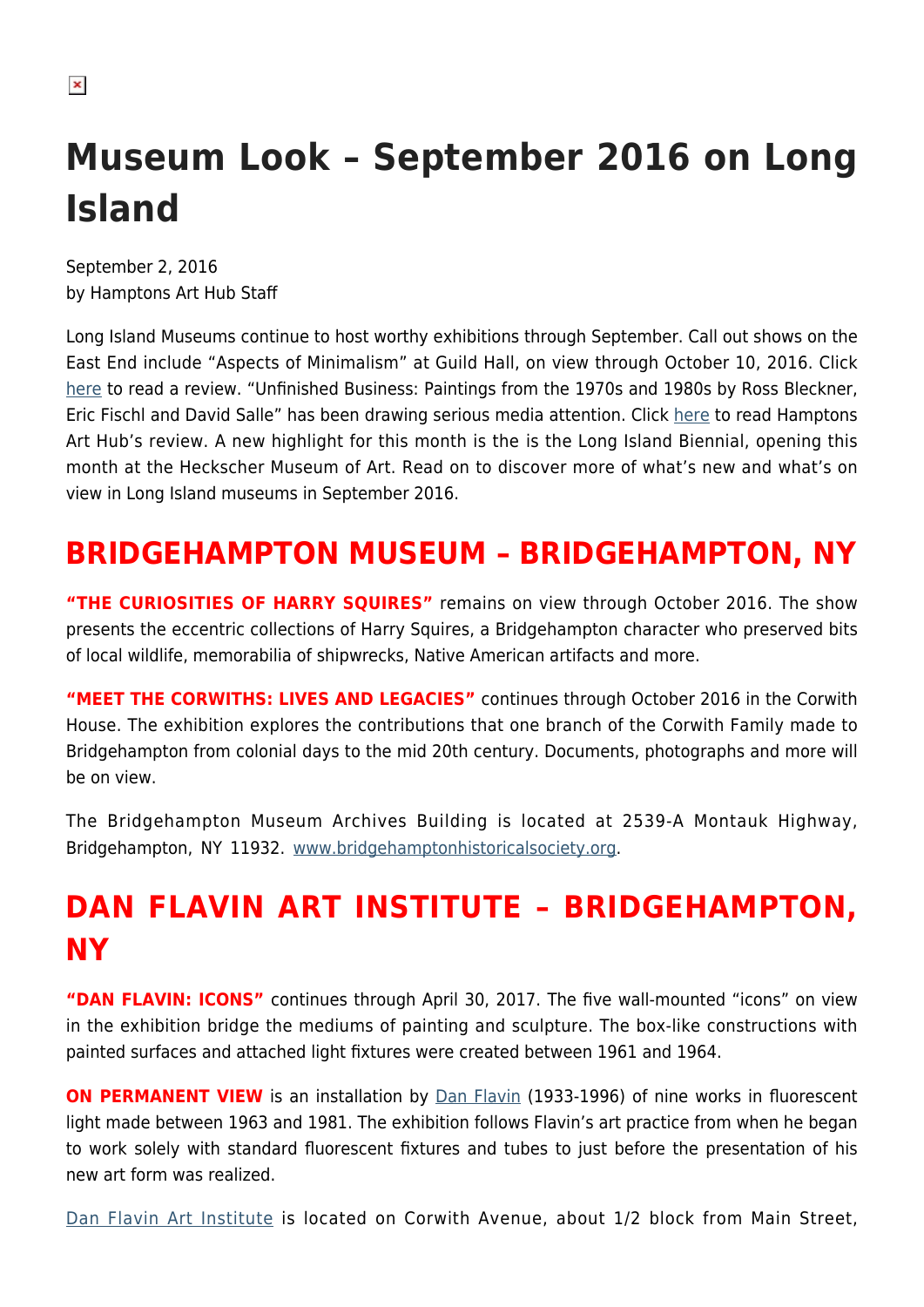# Museum Look – September 2016 on Long Island

September 2, 2016
by Hamptons Art Hub Staff

Long Island Museums continue to host worthy exhibitions through September. Call out shows on the East End include "Aspects of Minimalism" at Guild Hall, on view through October 10, 2016. Click here to read a review. "Unfinished Business: Paintings from the 1970s and 1980s by Ross Bleckner, Eric Fischl and David Salle" has been drawing serious media attention. Click here to read Hamptons Art Hub's review. A new highlight for this month is the is the Long Island Biennial, opening this month at the Heckscher Museum of Art. Read on to discover more of what's new and what's on view in Long Island museums in September 2016.

## BRIDGEHAMPTON MUSEUM – BRIDGEHAMPTON, NY

**"THE CURIOSITIES OF HARRY SQUIRES"** remains on view through October 2016. The show presents the eccentric collections of Harry Squires, a Bridgehampton character who preserved bits of local wildlife, memorabilia of shipwrecks, Native American artifacts and more.

**"MEET THE CORWITHS: LIVES AND LEGACIES"** continues through October 2016 in the Corwith House. The exhibition explores the contributions that one branch of the Corwith Family made to Bridgehampton from colonial days to the mid 20th century. Documents, photographs and more will be on view.

The Bridgehampton Museum Archives Building is located at 2539-A Montauk Highway, Bridgehampton, NY 11932. www.bridgehamptonhistoricalsociety.org.

## DAN FLAVIN ART INSTITUTE – BRIDGEHAMPTON, NY

**"DAN FLAVIN: ICONS"** continues through April 30, 2017. The five wall-mounted "icons" on view in the exhibition bridge the mediums of painting and sculpture. The box-like constructions with painted surfaces and attached light fixtures were created between 1961 and 1964.

**ON PERMANENT VIEW** is an installation by Dan Flavin (1933-1996) of nine works in fluorescent light made between 1963 and 1981. The exhibition follows Flavin's art practice from when he began to work solely with standard fluorescent fixtures and tubes to just before the presentation of his new art form was realized.

Dan Flavin Art Institute is located on Corwith Avenue, about 1/2 block from Main Street,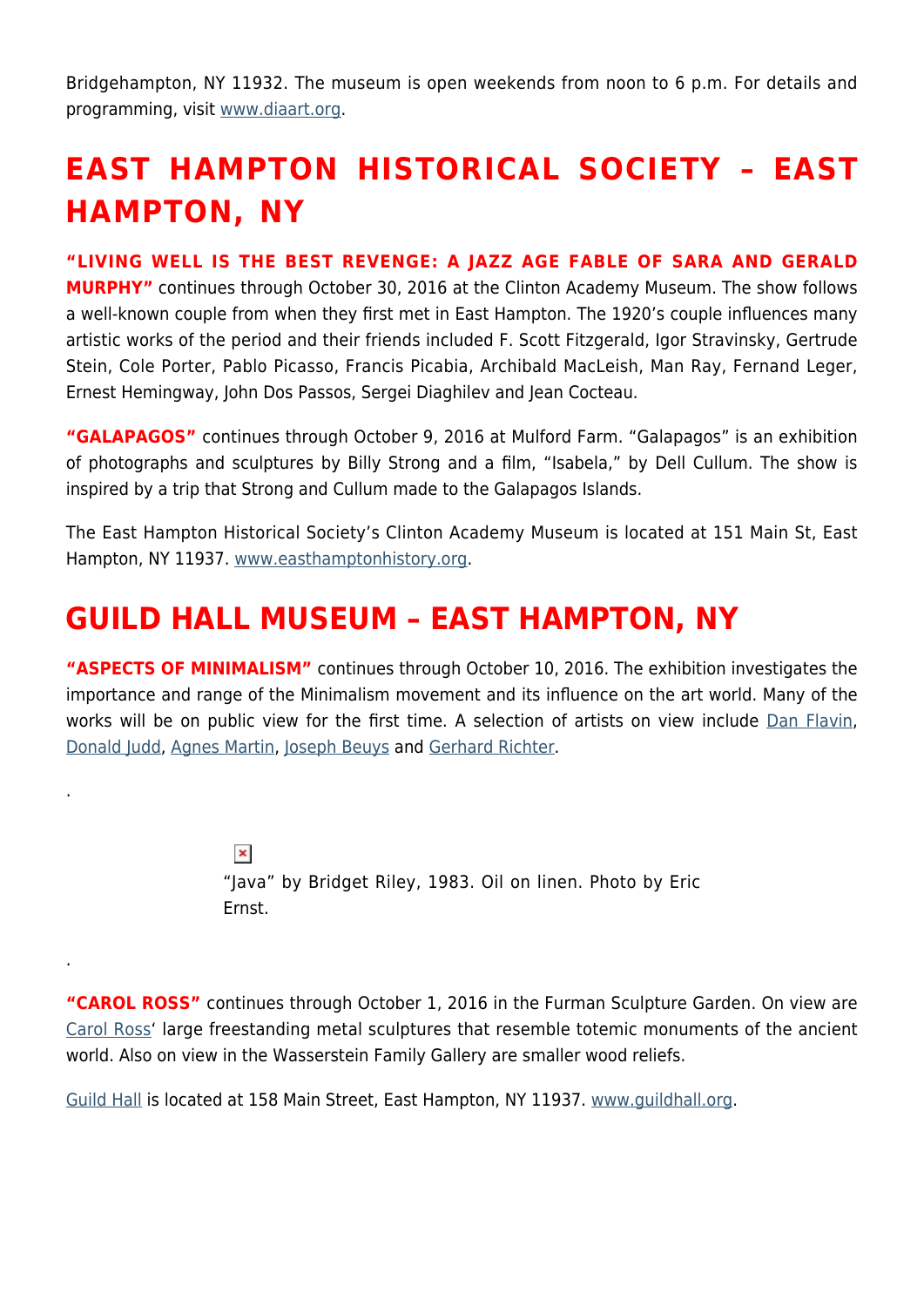Bridgehampton, NY 11932. The museum is open weekends from noon to 6 p.m. For details and programming, visit www.diaart.org.

## EAST HAMPTON HISTORICAL SOCIETY – EAST HAMPTON, NY

**"LIVING WELL IS THE BEST REVENGE: A JAZZ AGE FABLE OF SARA AND GERALD MURPHY"** continues through October 30, 2016 at the Clinton Academy Museum. The show follows a well-known couple from when they first met in East Hampton. The 1920's couple influences many artistic works of the period and their friends included F. Scott Fitzgerald, Igor Stravinsky, Gertrude Stein, Cole Porter, Pablo Picasso, Francis Picabia, Archibald MacLeish, Man Ray, Fernand Leger, Ernest Hemingway, John Dos Passos, Sergei Diaghilev and Jean Cocteau.

**"GALAPAGOS"** continues through October 9, 2016 at Mulford Farm. "Galapagos" is an exhibition of photographs and sculptures by Billy Strong and a film, "Isabela," by Dell Cullum. The show is inspired by a trip that Strong and Cullum made to the Galapagos Islands.

The East Hampton Historical Society's Clinton Academy Museum is located at 151 Main St, East Hampton, NY 11937. www.easthamptonhistory.org.

## GUILD HALL MUSEUM – EAST HAMPTON, NY

**"ASPECTS OF MINIMALISM"** continues through October 10, 2016. The exhibition investigates the importance and range of the Minimalism movement and its influence on the art world. Many of the works will be on public view for the first time. A selection of artists on view include Dan Flavin, Donald Judd, Agnes Martin, Joseph Beuys and Gerhard Richter.

.

"Java" by Bridget Riley, 1983. Oil on linen. Photo by Eric Ernst.

.

**"CAROL ROSS"** continues through October 1, 2016 in the Furman Sculpture Garden. On view are Carol Ross' large freestanding metal sculptures that resemble totemic monuments of the ancient world. Also on view in the Wasserstein Family Gallery are smaller wood reliefs.

Guild Hall is located at 158 Main Street, East Hampton, NY 11937. www.guildhall.org.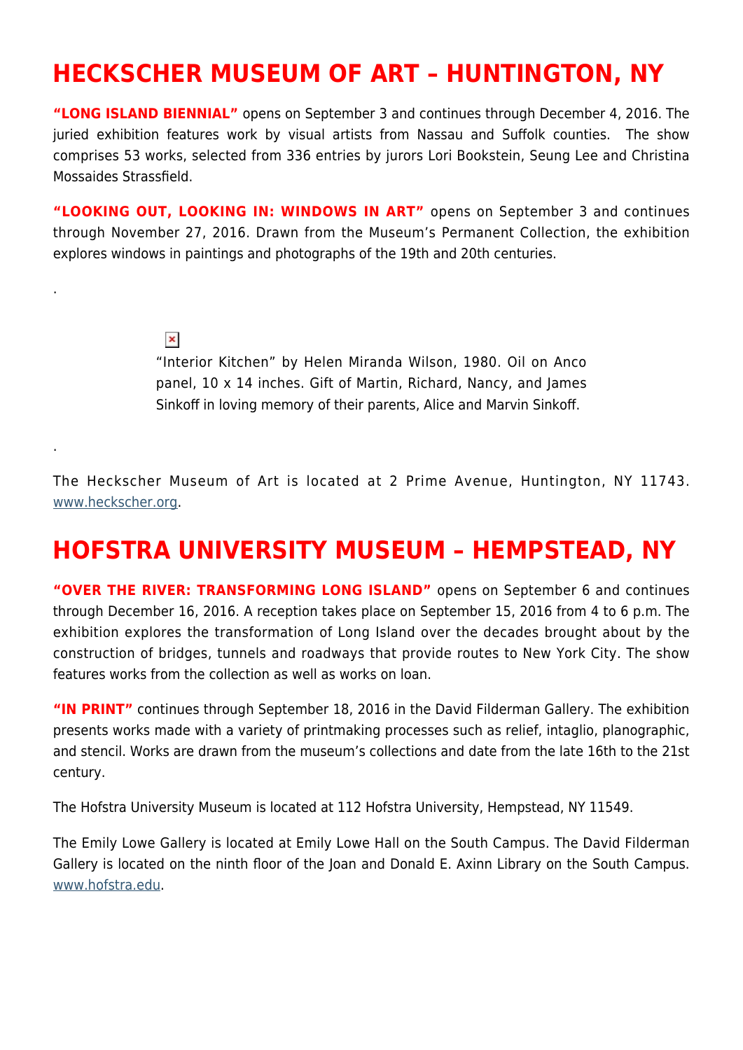# HECKSCHER MUSEUM OF ART – HUNTINGTON, NY

**"LONG ISLAND BIENNIAL"** opens on September 3 and continues through December 4, 2016. The juried exhibition features work by visual artists from Nassau and Suffolk counties. The show comprises 53 works, selected from 336 entries by jurors Lori Bookstein, Seung Lee and Christina Mossaides Strassfield.

**"LOOKING OUT, LOOKING IN: WINDOWS IN ART"** opens on September 3 and continues through November 27, 2016. Drawn from the Museum's Permanent Collection, the exhibition explores windows in paintings and photographs of the 19th and 20th centuries.

.

"Interior Kitchen" by Helen Miranda Wilson, 1980. Oil on Anco panel, 10 x 14 inches. Gift of Martin, Richard, Nancy, and James Sinkoff in loving memory of their parents, Alice and Marvin Sinkoff.

.

The Heckscher Museum of Art is located at 2 Prime Avenue, Huntington, NY 11743. www.heckscher.org.

# HOFSTRA UNIVERSITY MUSEUM – HEMPSTEAD, NY

**"OVER THE RIVER: TRANSFORMING LONG ISLAND"** opens on September 6 and continues through December 16, 2016. A reception takes place on September 15, 2016 from 4 to 6 p.m. The exhibition explores the transformation of Long Island over the decades brought about by the construction of bridges, tunnels and roadways that provide routes to New York City. The show features works from the collection as well as works on loan.

**"IN PRINT"** continues through September 18, 2016 in the David Filderman Gallery. The exhibition presents works made with a variety of printmaking processes such as relief, intaglio, planographic, and stencil. Works are drawn from the museum's collections and date from the late 16th to the 21st century.

The Hofstra University Museum is located at 112 Hofstra University, Hempstead, NY 11549.

The Emily Lowe Gallery is located at Emily Lowe Hall on the South Campus. The David Filderman Gallery is located on the ninth floor of the Joan and Donald E. Axinn Library on the South Campus. www.hofstra.edu.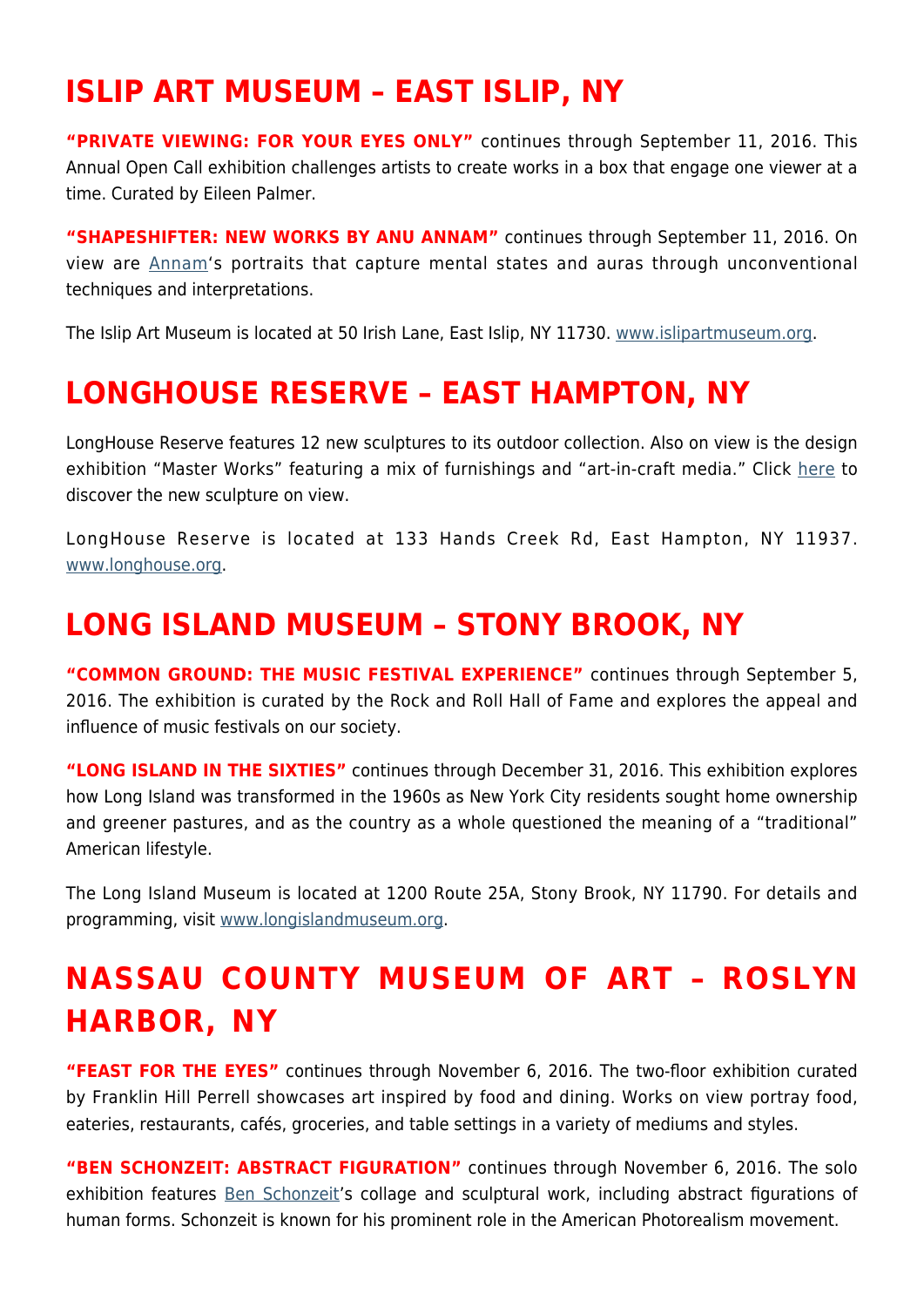## ISLIP ART MUSEUM – EAST ISLIP, NY

**"PRIVATE VIEWING: FOR YOUR EYES ONLY"** continues through September 11, 2016. This Annual Open Call exhibition challenges artists to create works in a box that engage one viewer at a time. Curated by Eileen Palmer.

**"SHAPESHIFTER: NEW WORKS BY ANU ANNAM"** continues through September 11, 2016. On view are Annam's portraits that capture mental states and auras through unconventional techniques and interpretations.

The Islip Art Museum is located at 50 Irish Lane, East Islip, NY 11730. www.islipartmuseum.org.

## LONGHOUSE RESERVE – EAST HAMPTON, NY

LongHouse Reserve features 12 new sculptures to its outdoor collection. Also on view is the design exhibition "Master Works" featuring a mix of furnishings and "art-in-craft media." Click here to discover the new sculpture on view.

LongHouse Reserve is located at 133 Hands Creek Rd, East Hampton, NY 11937. www.longhouse.org.

## LONG ISLAND MUSEUM – STONY BROOK, NY

**"COMMON GROUND: THE MUSIC FESTIVAL EXPERIENCE"** continues through September 5, 2016. The exhibition is curated by the Rock and Roll Hall of Fame and explores the appeal and influence of music festivals on our society.

**"LONG ISLAND IN THE SIXTIES"** continues through December 31, 2016. This exhibition explores how Long Island was transformed in the 1960s as New York City residents sought home ownership and greener pastures, and as the country as a whole questioned the meaning of a "traditional" American lifestyle.

The Long Island Museum is located at 1200 Route 25A, Stony Brook, NY 11790. For details and programming, visit www.longislandmuseum.org.

## NASSAU COUNTY MUSEUM OF ART – ROSLYN HARBOR, NY

**"FEAST FOR THE EYES"** continues through November 6, 2016. The two-floor exhibition curated by Franklin Hill Perrell showcases art inspired by food and dining. Works on view portray food, eateries, restaurants, cafés, groceries, and table settings in a variety of mediums and styles.

**"BEN SCHONZEIT: ABSTRACT FIGURATION"** continues through November 6, 2016. The solo exhibition features Ben Schonzeit's collage and sculptural work, including abstract figurations of human forms. Schonzeit is known for his prominent role in the American Photorealism movement.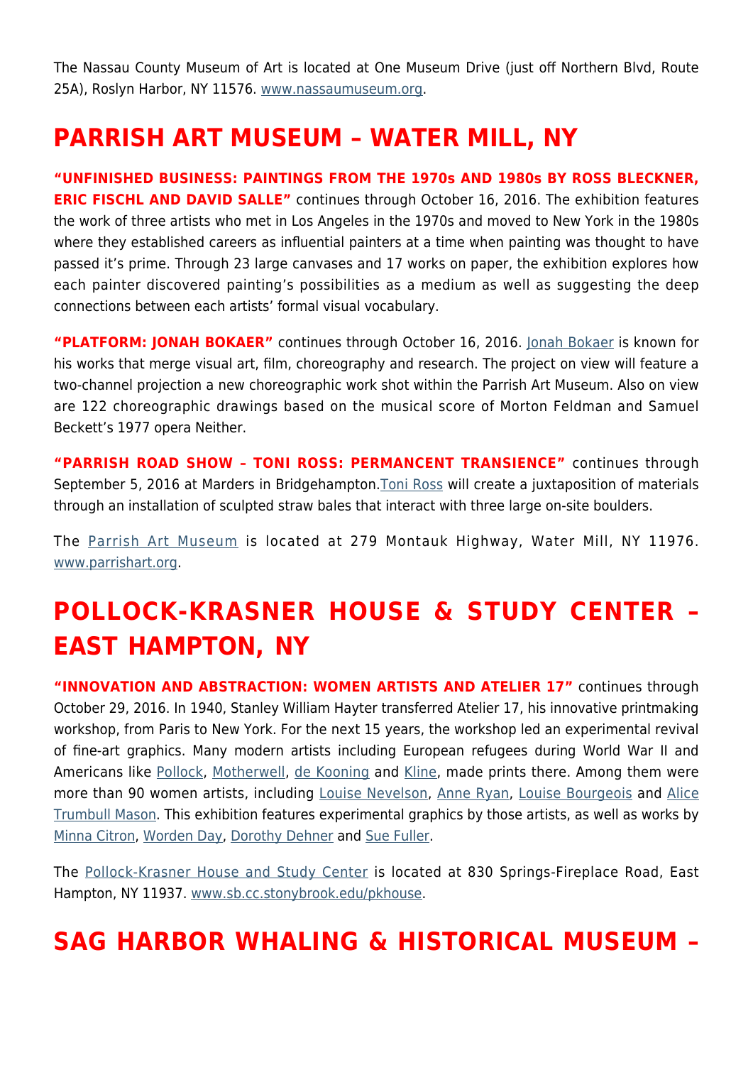The Nassau County Museum of Art is located at One Museum Drive (just off Northern Blvd, Route 25A), Roslyn Harbor, NY 11576. www.nassaumuseum.org.

## PARRISH ART MUSEUM – WATER MILL, NY

**"UNFINISHED BUSINESS: PAINTINGS FROM THE 1970s AND 1980s BY ROSS BLECKNER, ERIC FISCHL AND DAVID SALLE"** continues through October 16, 2016. The exhibition features the work of three artists who met in Los Angeles in the 1970s and moved to New York in the 1980s where they established careers as influential painters at a time when painting was thought to have passed it's prime. Through 23 large canvases and 17 works on paper, the exhibition explores how each painter discovered painting's possibilities as a medium as well as suggesting the deep connections between each artists' formal visual vocabulary.

**"PLATFORM: JONAH BOKAER"** continues through October 16, 2016. Jonah Bokaer is known for his works that merge visual art, film, choreography and research. The project on view will feature a two-channel projection a new choreographic work shot within the Parrish Art Museum. Also on view are 122 choreographic drawings based on the musical score of Morton Feldman and Samuel Beckett's 1977 opera Neither.

**"PARRISH ROAD SHOW – TONI ROSS: PERMANCENT TRANSIENCE"** continues through September 5, 2016 at Marders in Bridgehampton.Toni Ross will create a juxtaposition of materials through an installation of sculpted straw bales that interact with three large on-site boulders.

The Parrish Art Museum is located at 279 Montauk Highway, Water Mill, NY 11976. www.parrishart.org.

## POLLOCK-KRASNER HOUSE & STUDY CENTER – EAST HAMPTON, NY

**"INNOVATION AND ABSTRACTION: WOMEN ARTISTS AND ATELIER 17"** continues through October 29, 2016. In 1940, Stanley William Hayter transferred Atelier 17, his innovative printmaking workshop, from Paris to New York. For the next 15 years, the workshop led an experimental revival of fine-art graphics. Many modern artists including European refugees during World War II and Americans like Pollock, Motherwell, de Kooning and Kline, made prints there. Among them were more than 90 women artists, including Louise Nevelson, Anne Ryan, Louise Bourgeois and Alice Trumbull Mason. This exhibition features experimental graphics by those artists, as well as works by Minna Citron, Worden Day, Dorothy Dehner and Sue Fuller.

The Pollock-Krasner House and Study Center is located at 830 Springs-Fireplace Road, East Hampton, NY 11937. www.sb.cc.stonybrook.edu/pkhouse.

## SAG HARBOR WHALING & HISTORICAL MUSEUM –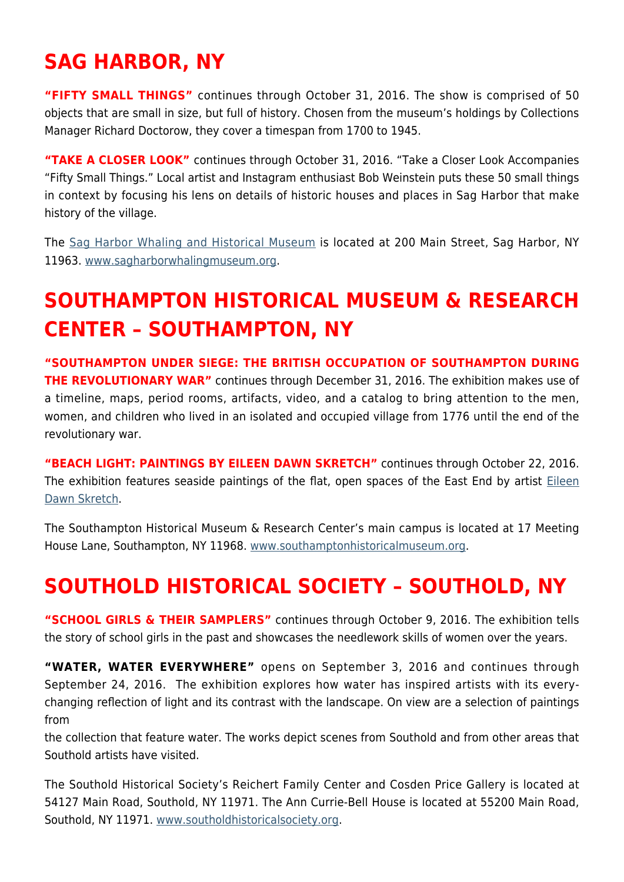## SAG HARBOR, NY

**"FIFTY SMALL THINGS"** continues through October 31, 2016. The show is comprised of 50 objects that are small in size, but full of history. Chosen from the museum's holdings by Collections Manager Richard Doctorow, they cover a timespan from 1700 to 1945.

**"TAKE A CLOSER LOOK"** continues through October 31, 2016. "Take a Closer Look Accompanies "Fifty Small Things." Local artist and Instagram enthusiast Bob Weinstein puts these 50 small things in context by focusing his lens on details of historic houses and places in Sag Harbor that make history of the village.

The Sag Harbor Whaling and Historical Museum is located at 200 Main Street, Sag Harbor, NY 11963. www.sagharborwhalingmuseum.org.

## SOUTHAMPTON HISTORICAL MUSEUM & RESEARCH CENTER – SOUTHAMPTON, NY

**"SOUTHAMPTON UNDER SIEGE: THE BRITISH OCCUPATION OF SOUTHAMPTON DURING THE REVOLUTIONARY WAR"** continues through December 31, 2016. The exhibition makes use of a timeline, maps, period rooms, artifacts, video, and a catalog to bring attention to the men, women, and children who lived in an isolated and occupied village from 1776 until the end of the revolutionary war.

**"BEACH LIGHT: PAINTINGS BY EILEEN DAWN SKRETCH"** continues through October 22, 2016. The exhibition features seaside paintings of the flat, open spaces of the East End by artist Eileen Dawn Skretch.

The Southampton Historical Museum & Research Center's main campus is located at 17 Meeting House Lane, Southampton, NY 11968. www.southamptonhistoricalmuseum.org.

## SOUTHOLD HISTORICAL SOCIETY – SOUTHOLD, NY

**"SCHOOL GIRLS & THEIR SAMPLERS"** continues through October 9, 2016. The exhibition tells the story of school girls in the past and showcases the needlework skills of women over the years.

**"WATER, WATER EVERYWHERE"** opens on September 3, 2016 and continues through September 24, 2016. The exhibition explores how water has inspired artists with its every-changing reflection of light and its contrast with the landscape. On view are a selection of paintings from the collection that feature water. The works depict scenes from Southold and from other areas that Southold artists have visited.

The Southold Historical Society's Reichert Family Center and Cosden Price Gallery is located at 54127 Main Road, Southold, NY 11971. The Ann Currie-Bell House is located at 55200 Main Road, Southold, NY 11971. www.southoldhistoricalsociety.org.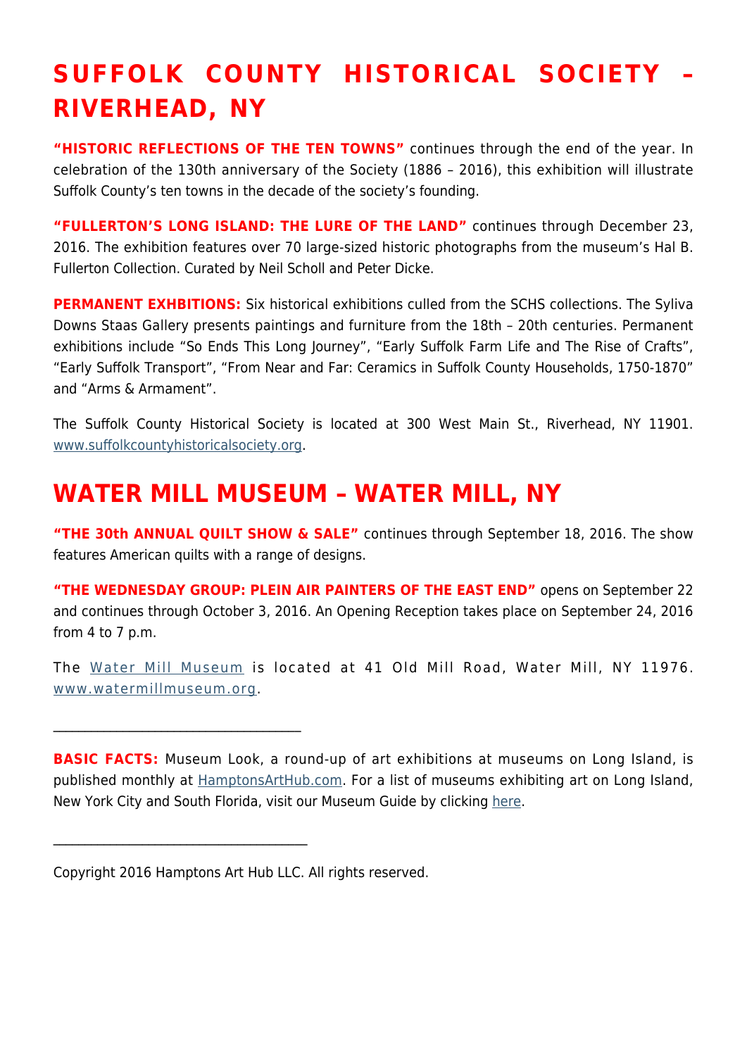## SUFFOLK COUNTY HISTORICAL SOCIETY – RIVERHEAD, NY

**"HISTORIC REFLECTIONS OF THE TEN TOWNS"** continues through the end of the year. In celebration of the 130th anniversary of the Society (1886 – 2016), this exhibition will illustrate Suffolk County's ten towns in the decade of the society's founding.

**"FULLERTON'S LONG ISLAND: THE LURE OF THE LAND"** continues through December 23, 2016. The exhibition features over 70 large-sized historic photographs from the museum's Hal B. Fullerton Collection. Curated by Neil Scholl and Peter Dicke.

**PERMANENT EXHBITIONS:** Six historical exhibitions culled from the SCHS collections. The Syliva Downs Staas Gallery presents paintings and furniture from the 18th – 20th centuries. Permanent exhibitions include "So Ends This Long Journey", "Early Suffolk Farm Life and The Rise of Crafts", "Early Suffolk Transport", "From Near and Far: Ceramics in Suffolk County Households, 1750-1870" and "Arms & Armament".

The Suffolk County Historical Society is located at 300 West Main St., Riverhead, NY 11901. www.suffolkcountyhistoricalsociety.org.

## WATER MILL MUSEUM – WATER MILL, NY

**"THE 30th ANNUAL QUILT SHOW & SALE"** continues through September 18, 2016. The show features American quilts with a range of designs.

**"THE WEDNESDAY GROUP: PLEIN AIR PAINTERS OF THE EAST END"** opens on September 22 and continues through October 3, 2016. An Opening Reception takes place on September 24, 2016 from 4 to 7 p.m.

The Water Mill Museum is located at 41 Old Mill Road, Water Mill, NY 11976. www.watermillmuseum.org.

___________________________________

**BASIC FACTS:** Museum Look, a round-up of art exhibitions at museums on Long Island, is published monthly at HamptonsArtHub.com. For a list of museums exhibiting art on Long Island, New York City and South Florida, visit our Museum Guide by clicking here.

___________________________________

Copyright 2016 Hamptons Art Hub LLC. All rights reserved.